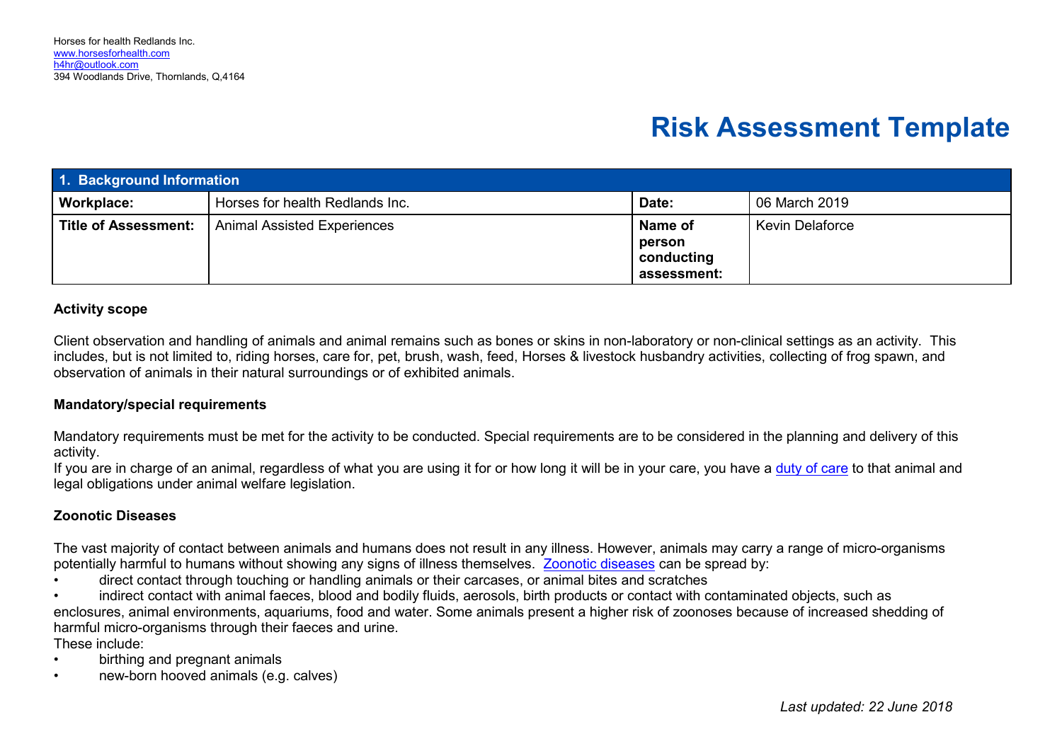Horses for health Redlands Inc.
www.horsesforhealth.com
h4hr@outlook.com
394 Woodlands Drive, Thornlands, Q,4164

# Risk Assessment Template

| 1. Background Information | | | |
|---|---|---|---|
| **Workplace:** | Horses for health Redlands Inc. | **Date:** | 06 March 2019 |
| **Title of Assessment:** | Animal Assisted Experiences | **Name of person conducting assessment:** | Kevin Delaforce |

**Activity scope**

Client observation and handling of animals and animal remains such as bones or skins in non-laboratory or non-clinical settings as an activity. This includes, but is not limited to, riding horses, care for, pet, brush, wash, feed, Horses & livestock husbandry activities, collecting of frog spawn, and observation of animals in their natural surroundings or of exhibited animals.

**Mandatory/special requirements**

Mandatory requirements must be met for the activity to be conducted. Special requirements are to be considered in the planning and delivery of this activity.
If you are in charge of an animal, regardless of what you are using it for or how long it will be in your care, you have a duty of care to that animal and legal obligations under animal welfare legislation.

**Zoonotic Diseases**

The vast majority of contact between animals and humans does not result in any illness. However, animals may carry a range of micro-organisms potentially harmful to humans without showing any signs of illness themselves. Zoonotic diseases can be spread by:

- direct contact through touching or handling animals or their carcases, or animal bites and scratches
- indirect contact with animal faeces, blood and bodily fluids, aerosols, birth products or contact with contaminated objects, such as enclosures, animal environments, aquariums, food and water. Some animals present a higher risk of zoonoses because of increased shedding of harmful micro-organisms through their faeces and urine.

These include:

- birthing and pregnant animals
- new-born hooved animals (e.g. calves)

*Last updated: 22 June 2018*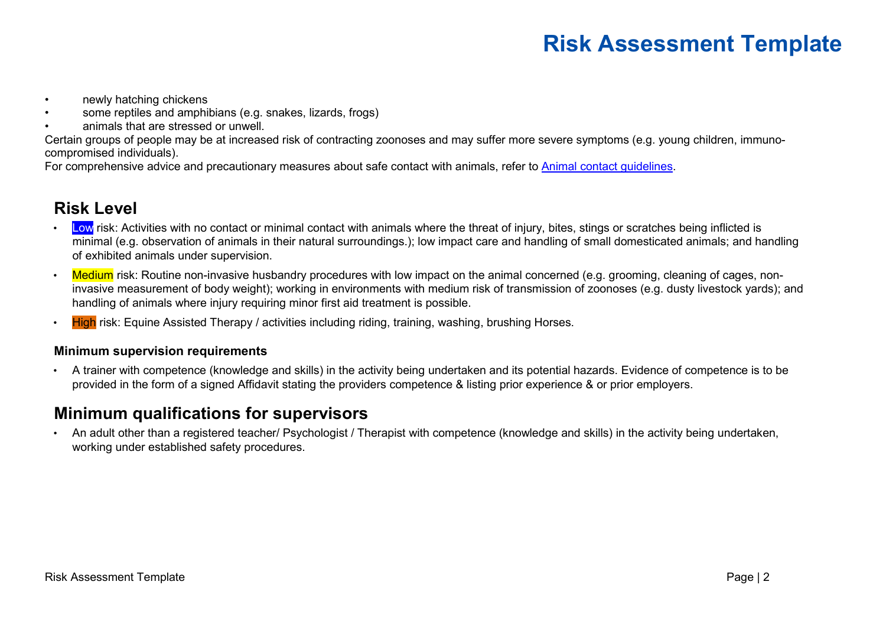- newly hatching chickens
- some reptiles and amphibians (e.g. snakes, lizards, frogs)
- animals that are stressed or unwell.

Certain groups of people may be at increased risk of contracting zoonoses and may suffer more severe symptoms (e.g. young children, immuno-compromised individuals).

For comprehensive advice and precautionary measures about safe contact with animals, refer to [Animal contact guidelines](#).

## Risk Level

- Low risk: Activities with no contact or minimal contact with animals where the threat of injury, bites, stings or scratches being inflicted is minimal (e.g. observation of animals in their natural surroundings.); low impact care and handling of small domesticated animals; and handling of exhibited animals under supervision.
- Medium risk: Routine non-invasive husbandry procedures with low impact on the animal concerned (e.g. grooming, cleaning of cages, non-invasive measurement of body weight); working in environments with medium risk of transmission of zoonoses (e.g. dusty livestock yards); and handling of animals where injury requiring minor first aid treatment is possible.
- High risk: Equine Assisted Therapy / activities including riding, training, washing, brushing Horses.

### Minimum supervision requirements

- A trainer with competence (knowledge and skills) in the activity being undertaken and its potential hazards. Evidence of competence is to be provided in the form of a signed Affidavit stating the providers competence & listing prior experience & or prior employers.

## Minimum qualifications for supervisors

- An adult other than a registered teacher/ Psychologist / Therapist with competence (knowledge and skills) in the activity being undertaken, working under established safety procedures.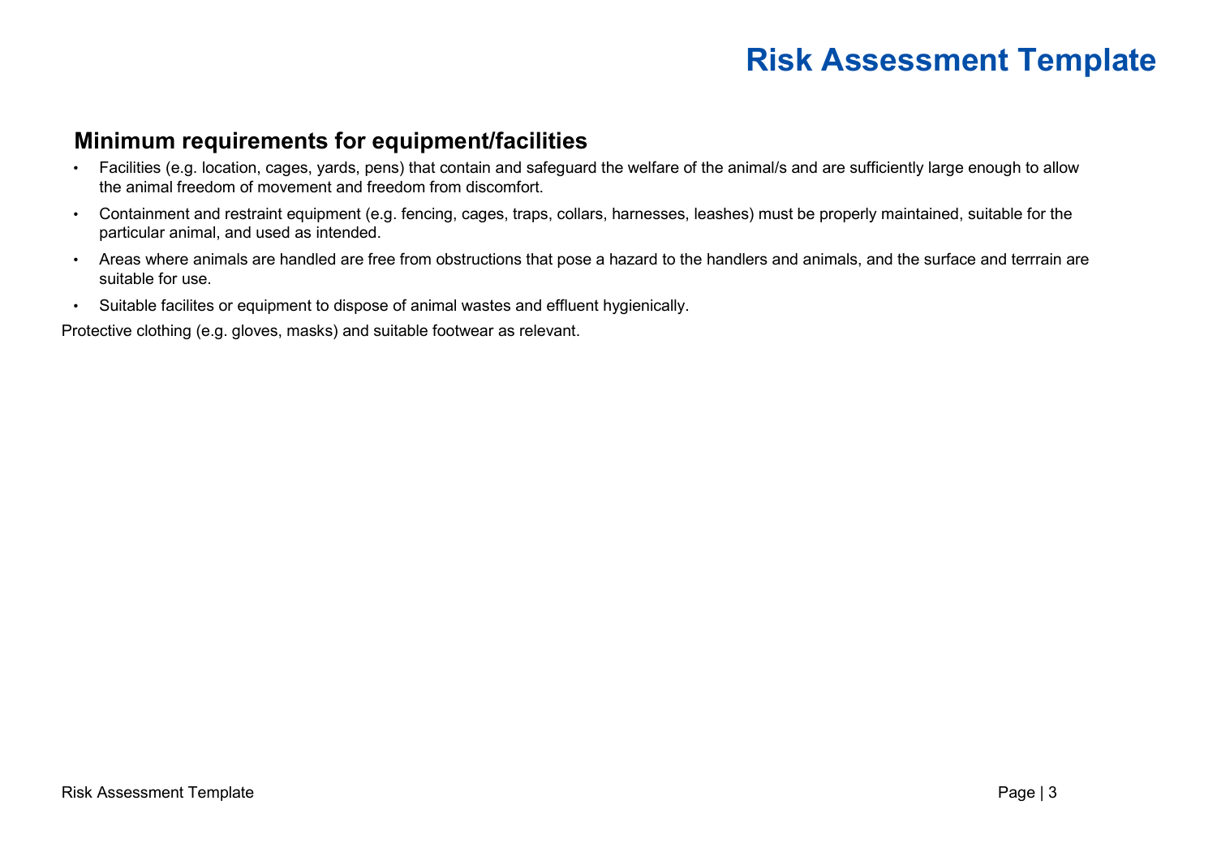## Minimum requirements for equipment/facilities

- Facilities (e.g. location, cages, yards, pens) that contain and safeguard the welfare of the animal/s and are sufficiently large enough to allow the animal freedom of movement and freedom from discomfort.
- Containment and restraint equipment (e.g. fencing, cages, traps, collars, harnesses, leashes) must be properly maintained, suitable for the particular animal, and used as intended.
- Areas where animals are handled are free from obstructions that pose a hazard to the handlers and animals, and the surface and terrrain are suitable for use.
- Suitable facilites or equipment to dispose of animal wastes and effluent hygienically.

Protective clothing (e.g. gloves, masks) and suitable footwear as relevant.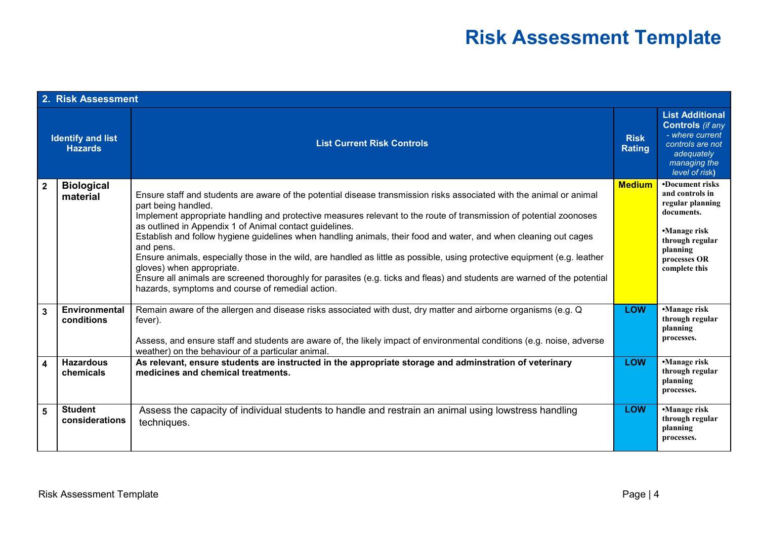# Risk Assessment Template

| 2. Risk Assessment | | | | |
|---|---|---|---|---|
| **Identify and list Hazards** | | **List Current Risk Controls** | **Risk Rating** | **List Additional Controls** *(if any - where current controls are not adequately managing the level of risk)* |
| 2 | **Biological material** | Ensure staff and students are aware of the potential disease transmission risks associated with the animal or animal part being handled.<br>Implement appropriate handling and protective measures relevant to the route of transmission of potential zoonoses as outlined in Appendix 1 of Animal contact guidelines.<br>Establish and follow hygiene guidelines when handling animals, their food and water, and when cleaning out cages and pens.<br>Ensure animals, especially those in the wild, are handled as little as possible, using protective equipment (e.g. leather gloves) when appropriate.<br>Ensure all animals are screened thoroughly for parasites (e.g. ticks and fleas) and students are warned of the potential hazards, symptoms and course of remedial action. | **Medium** | **•Document risks and controls in regular planning documents.**<br><br>**•Manage risk through regular planning processes OR complete this** |
| 3 | **Environmental conditions** | Remain aware of the allergen and disease risks associated with dust, dry matter and airborne organisms (e.g. Q fever).<br><br>Assess, and ensure staff and students are aware of, the likely impact of environmental conditions (e.g. noise, adverse weather) on the behaviour of a particular animal. | **LOW** | **•Manage risk through regular planning processes.** |
| 4 | **Hazardous chemicals** | **As relevant, ensure students are instructed in the appropriate storage and adminstration of veterinary medicines and chemical treatments.** | **LOW** | **•Manage risk through regular planning processes.** |
| 5 | **Student considerations** | Assess the capacity of individual students to handle and restrain an animal using lowstress handling techniques. | **LOW** | **•Manage risk through regular planning processes.** |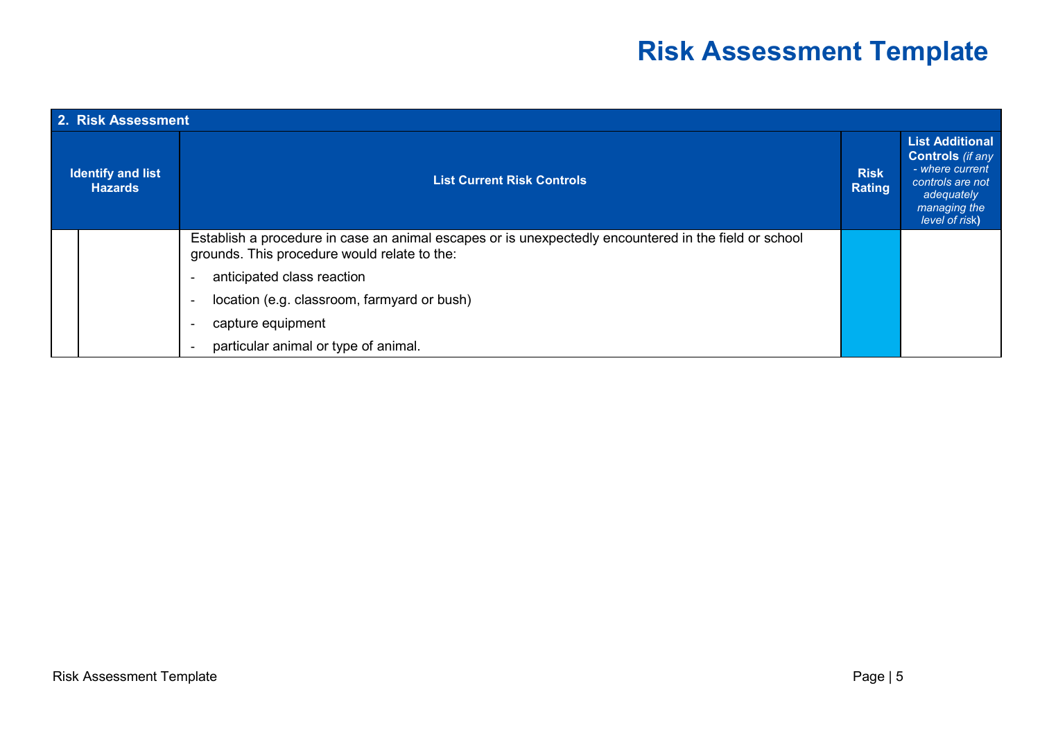# Risk Assessment Template

| 2. Risk Assessment | | | | |
|---|---|---|---|---|
| **Identify and list Hazards** | | **List Current Risk Controls** | **Risk Rating** | **List Additional Controls** *(if any - where current controls are not adequately managing the level of risk)* |
| | | Establish a procedure in case an animal escapes or is unexpectedly encountered in the field or school grounds. This procedure would relate to the:<br>- anticipated class reaction<br>- location (e.g. classroom, farmyard or bush)<br>- capture equipment<br>- particular animal or type of animal. | | |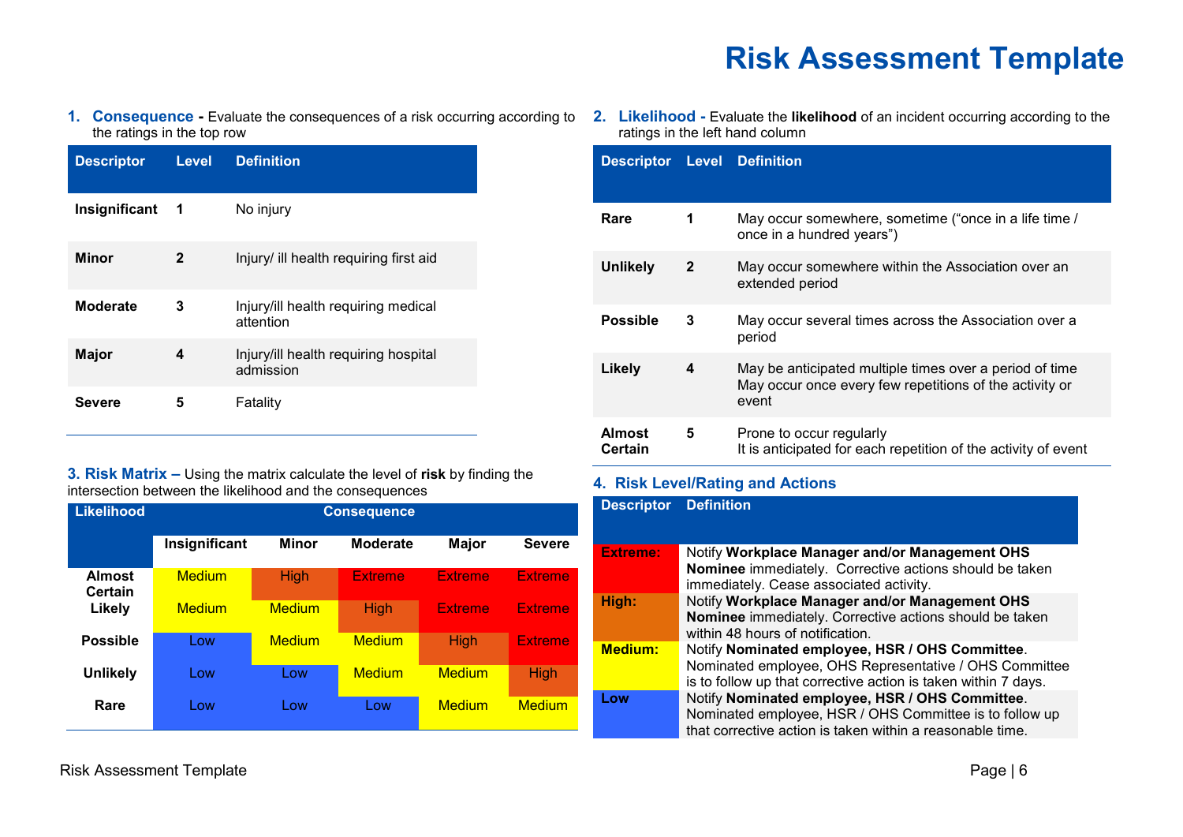# Risk Assessment Template

**1. Consequence -** Evaluate the consequences of a risk occurring according to the ratings in the top row

| Descriptor | Level | Definition |
|---|---|---|
| **Insignificant** | **1** | No injury |
| **Minor** | **2** | Injury/ ill health requiring first aid |
| **Moderate** | **3** | Injury/ill health requiring medical attention |
| **Major** | **4** | Injury/ill health requiring hospital admission |
| **Severe** | **5** | Fatality |

**2. Likelihood -** Evaluate the **likelihood** of an incident occurring according to the ratings in the left hand column

| Descriptor | Level | Definition |
|---|---|---|
| **Rare** | **1** | May occur somewhere, sometime (“once in a life time / once in a hundred years”) |
| **Unlikely** | **2** | May occur somewhere within the Association over an extended period |
| **Possible** | **3** | May occur several times across the Association over a period |
| **Likely** | **4** | May be anticipated multiple times over a period of time<br>May occur once every few repetitions of the activity or event |
| **Almost Certain** | **5** | Prone to occur regularly<br>It is anticipated for each repetition of the activity of event |

**3. Risk Matrix –** Using the matrix calculate the level of **risk** by finding the intersection between the likelihood and the consequences

| Likelihood | Consequence | | | | |
|---|---|---|---|---|---|
| | **Insignificant** | **Minor** | **Moderate** | **Major** | **Severe** |
| **Almost Certain** | Medium | High | Extreme | Extreme | Extreme |
| **Likely** | Medium | Medium | High | Extreme | Extreme |
| **Possible** | Low | Medium | Medium | High | Extreme |
| **Unlikely** | Low | Low | Medium | Medium | High |
| **Rare** | Low | Low | Low | Medium | Medium |

**4. Risk Level/Rating and Actions**

| Descriptor | Definition |
|---|---|
| **Extreme:** | Notify **Workplace Manager and/or Management OHS Nominee** immediately. Corrective actions should be taken immediately. Cease associated activity. |
| **High:** | Notify **Workplace Manager and/or Management OHS Nominee** immediately. Corrective actions should be taken within 48 hours of notification. |
| **Medium:** | Notify **Nominated employee, HSR / OHS Committee**. Nominated employee, OHS Representative / OHS Committee is to follow up that corrective action is taken within 7 days. |
| **Low** | Notify **Nominated employee, HSR / OHS Committee**. Nominated employee, HSR / OHS Committee is to follow up that corrective action is taken within a reasonable time. |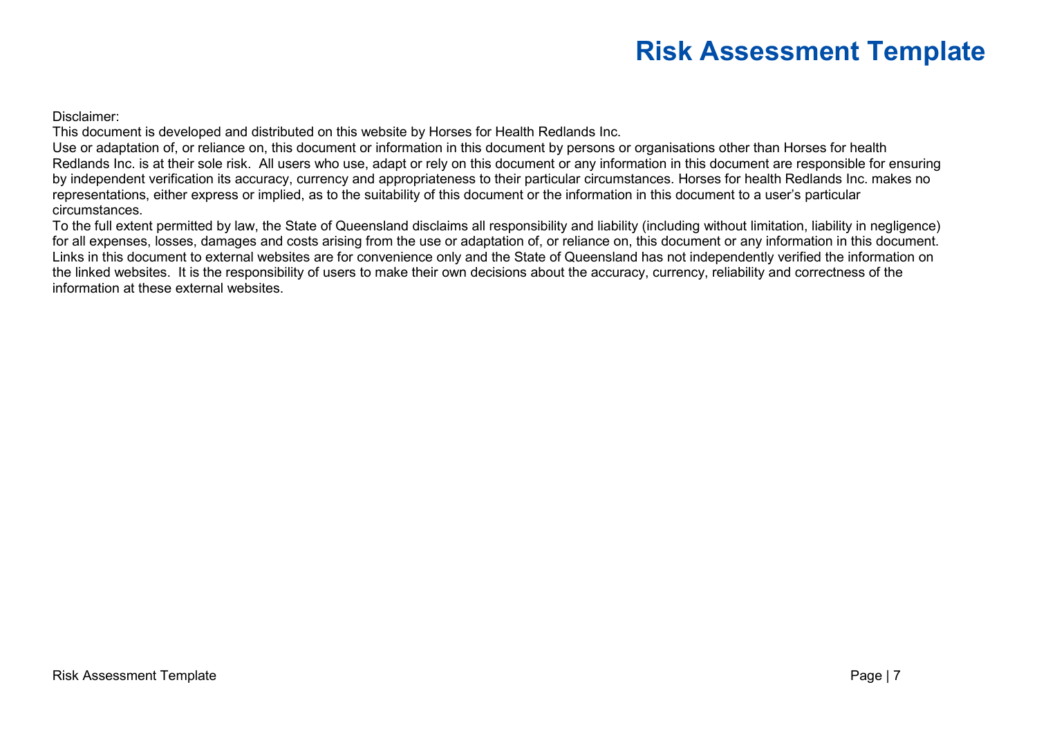Disclaimer:

This document is developed and distributed on this website by Horses for Health Redlands Inc.

Use or adaptation of, or reliance on, this document or information in this document by persons or organisations other than Horses for health Redlands Inc. is at their sole risk. All users who use, adapt or rely on this document or any information in this document are responsible for ensuring by independent verification its accuracy, currency and appropriateness to their particular circumstances. Horses for health Redlands Inc. makes no representations, either express or implied, as to the suitability of this document or the information in this document to a user's particular circumstances.

To the full extent permitted by law, the State of Queensland disclaims all responsibility and liability (including without limitation, liability in negligence) for all expenses, losses, damages and costs arising from the use or adaptation of, or reliance on, this document or any information in this document. Links in this document to external websites are for convenience only and the State of Queensland has not independently verified the information on the linked websites. It is the responsibility of users to make their own decisions about the accuracy, currency, reliability and correctness of the information at these external websites.